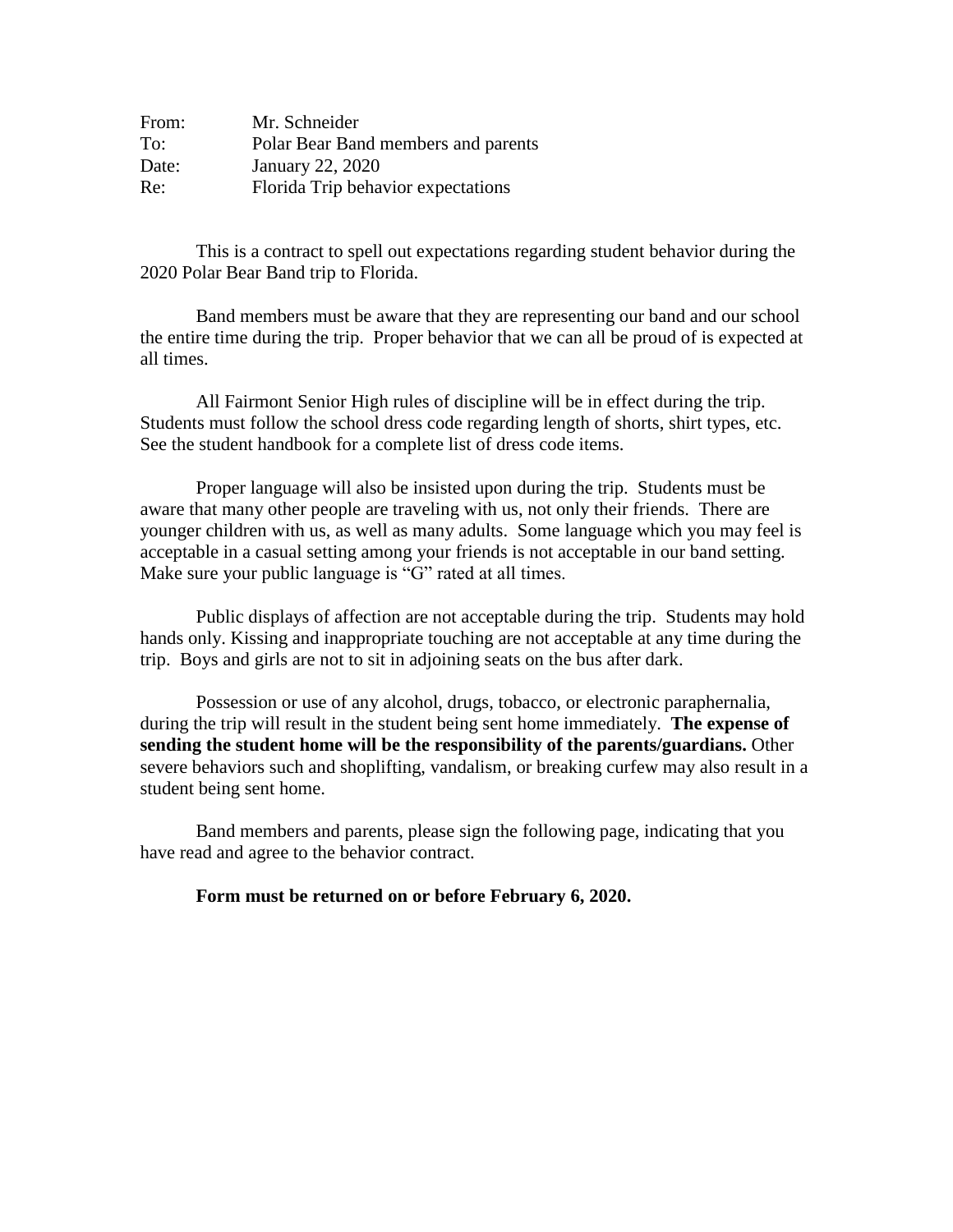From: Mr. Schneider
To: Polar Bear Band members and parents
Date: January 22, 2020
Re: Florida Trip behavior expectations

This is a contract to spell out expectations regarding student behavior during the 2020 Polar Bear Band trip to Florida.

Band members must be aware that they are representing our band and our school the entire time during the trip. Proper behavior that we can all be proud of is expected at all times.

All Fairmont Senior High rules of discipline will be in effect during the trip. Students must follow the school dress code regarding length of shorts, shirt types, etc. See the student handbook for a complete list of dress code items.

Proper language will also be insisted upon during the trip. Students must be aware that many other people are traveling with us, not only their friends. There are younger children with us, as well as many adults. Some language which you may feel is acceptable in a casual setting among your friends is not acceptable in our band setting. Make sure your public language is "G" rated at all times.

Public displays of affection are not acceptable during the trip. Students may hold hands only. Kissing and inappropriate touching are not acceptable at any time during the trip. Boys and girls are not to sit in adjoining seats on the bus after dark.

Possession or use of any alcohol, drugs, tobacco, or electronic paraphernalia, during the trip will result in the student being sent home immediately. **The expense of sending the student home will be the responsibility of the parents/guardians.** Other severe behaviors such and shoplifting, vandalism, or breaking curfew may also result in a student being sent home.

Band members and parents, please sign the following page, indicating that you have read and agree to the behavior contract.

**Form must be returned on or before February 6, 2020.**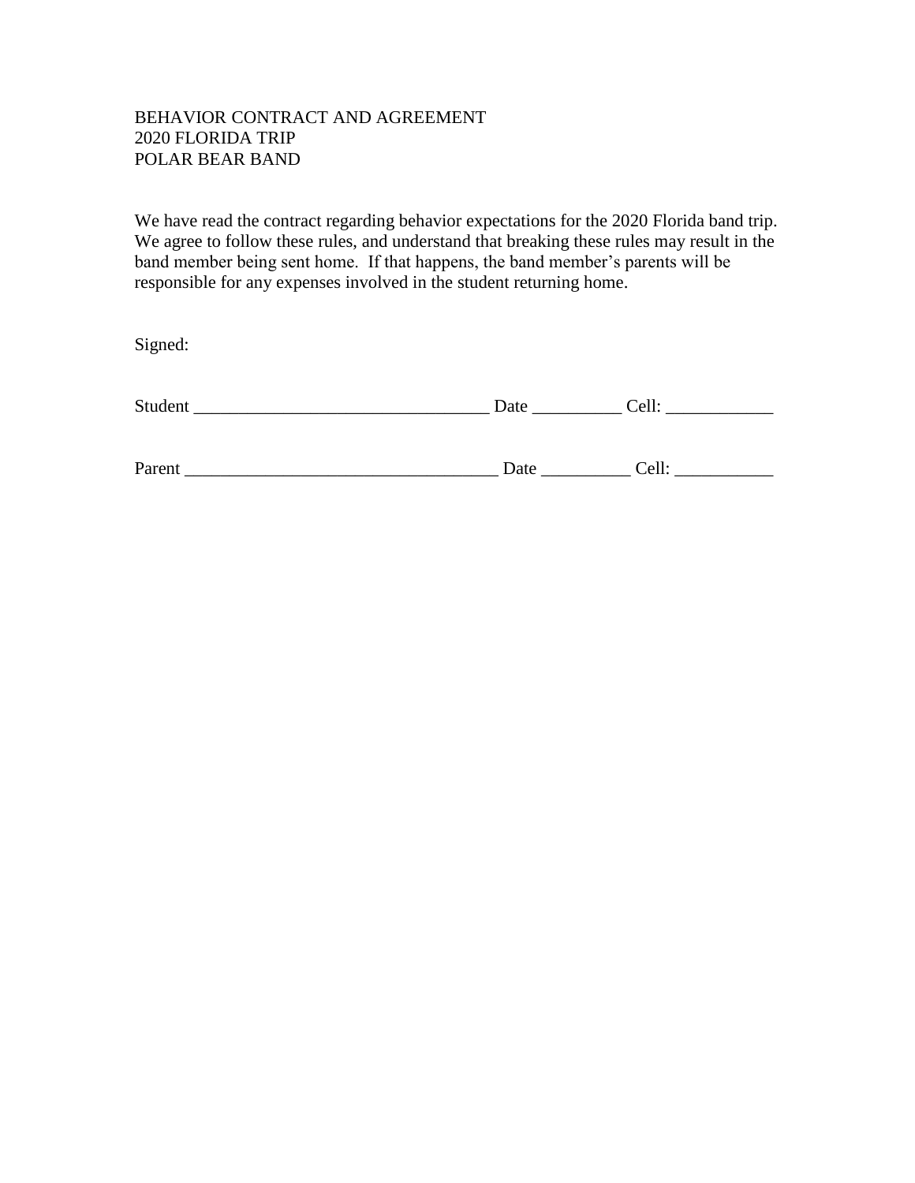BEHAVIOR CONTRACT AND AGREEMENT
2020 FLORIDA TRIP
POLAR BEAR BAND

We have read the contract regarding behavior expectations for the 2020 Florida band trip. We agree to follow these rules, and understand that breaking these rules may result in the band member being sent home. If that happens, the band member's parents will be responsible for any expenses involved in the student returning home.

Signed:

Student _________________________________ Date __________ Cell: ____________

Parent ___________________________________ Date __________ Cell: ___________